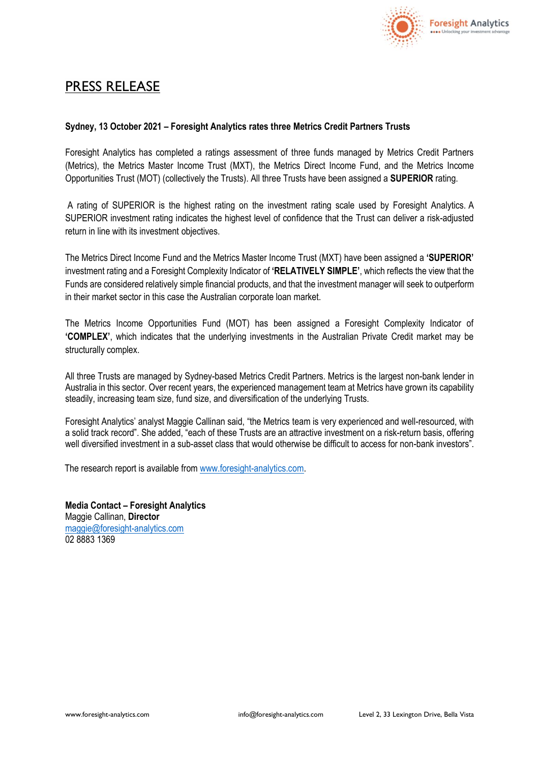# PRESS RELEASE

**Sydney, 13 October 2021 – Foresight Analytics rates three Metrics Credit Partners Trusts**

Foresight Analytics has completed a ratings assessment of three funds managed by Metrics Credit Partners (Metrics), the Metrics Master Income Trust (MXT), the Metrics Direct Income Fund, and the Metrics Income Opportunities Trust (MOT) (collectively the Trusts). All three Trusts have been assigned a **SUPERIOR** rating.

A rating of SUPERIOR is the highest rating on the investment rating scale used by Foresight Analytics. A SUPERIOR investment rating indicates the highest level of confidence that the Trust can deliver a risk-adjusted return in line with its investment objectives.

The Metrics Direct Income Fund and the Metrics Master Income Trust (MXT) have been assigned a **'SUPERIOR'** investment rating and a Foresight Complexity Indicator of **'RELATIVELY SIMPLE'**, which reflects the view that the Funds are considered relatively simple financial products, and that the investment manager will seek to outperform in their market sector in this case the Australian corporate loan market.

The Metrics Income Opportunities Fund (MOT) has been assigned a Foresight Complexity Indicator of **'COMPLEX'**, which indicates that the underlying investments in the Australian Private Credit market may be structurally complex.

All three Trusts are managed by Sydney-based Metrics Credit Partners. Metrics is the largest non-bank lender in Australia in this sector. Over recent years, the experienced management team at Metrics have grown its capability steadily, increasing team size, fund size, and diversification of the underlying Trusts.

Foresight Analytics' analyst Maggie Callinan said, "the Metrics team is very experienced and well-resourced, with a solid track record". She added, "each of these Trusts are an attractive investment on a risk-return basis, offering well diversified investment in a sub-asset class that would otherwise be difficult to access for non-bank investors".

The research report is available from www.foresight-analytics.com.

**Media Contact – Foresight Analytics**
Maggie Callinan, **Director**
maggie@foresight-analytics.com
02 8883 1369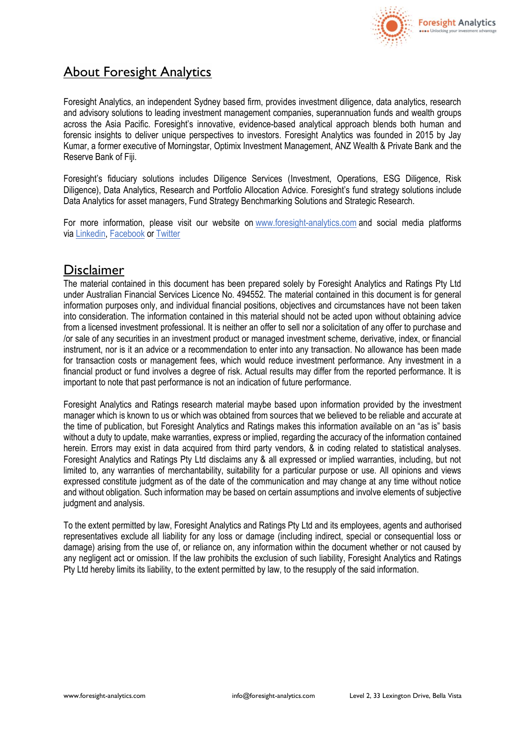## About Foresight Analytics

Foresight Analytics, an independent Sydney based firm, provides investment diligence, data analytics, research and advisory solutions to leading investment management companies, superannuation funds and wealth groups across the Asia Pacific. Foresight's innovative, evidence-based analytical approach blends both human and forensic insights to deliver unique perspectives to investors. Foresight Analytics was founded in 2015 by Jay Kumar, a former executive of Morningstar, Optimix Investment Management, ANZ Wealth & Private Bank and the Reserve Bank of Fiji.

Foresight's fiduciary solutions includes Diligence Services (Investment, Operations, ESG Diligence, Risk Diligence), Data Analytics, Research and Portfolio Allocation Advice. Foresight's fund strategy solutions include Data Analytics for asset managers, Fund Strategy Benchmarking Solutions and Strategic Research.

For more information, please visit our website on www.foresight-analytics.com and social media platforms via Linkedin, Facebook or Twitter

## Disclaimer

The material contained in this document has been prepared solely by Foresight Analytics and Ratings Pty Ltd under Australian Financial Services Licence No. 494552. The material contained in this document is for general information purposes only, and individual financial positions, objectives and circumstances have not been taken into consideration. The information contained in this material should not be acted upon without obtaining advice from a licensed investment professional. It is neither an offer to sell nor a solicitation of any offer to purchase and /or sale of any securities in an investment product or managed investment scheme, derivative, index, or financial instrument, nor is it an advice or a recommendation to enter into any transaction. No allowance has been made for transaction costs or management fees, which would reduce investment performance. Any investment in a financial product or fund involves a degree of risk. Actual results may differ from the reported performance. It is important to note that past performance is not an indication of future performance.

Foresight Analytics and Ratings research material maybe based upon information provided by the investment manager which is known to us or which was obtained from sources that we believed to be reliable and accurate at the time of publication, but Foresight Analytics and Ratings makes this information available on an "as is" basis without a duty to update, make warranties, express or implied, regarding the accuracy of the information contained herein. Errors may exist in data acquired from third party vendors, & in coding related to statistical analyses. Foresight Analytics and Ratings Pty Ltd disclaims any & all expressed or implied warranties, including, but not limited to, any warranties of merchantability, suitability for a particular purpose or use. All opinions and views expressed constitute judgment as of the date of the communication and may change at any time without notice and without obligation. Such information may be based on certain assumptions and involve elements of subjective judgment and analysis.

To the extent permitted by law, Foresight Analytics and Ratings Pty Ltd and its employees, agents and authorised representatives exclude all liability for any loss or damage (including indirect, special or consequential loss or damage) arising from the use of, or reliance on, any information within the document whether or not caused by any negligent act or omission. If the law prohibits the exclusion of such liability, Foresight Analytics and Ratings Pty Ltd hereby limits its liability, to the extent permitted by law, to the resupply of the said information.